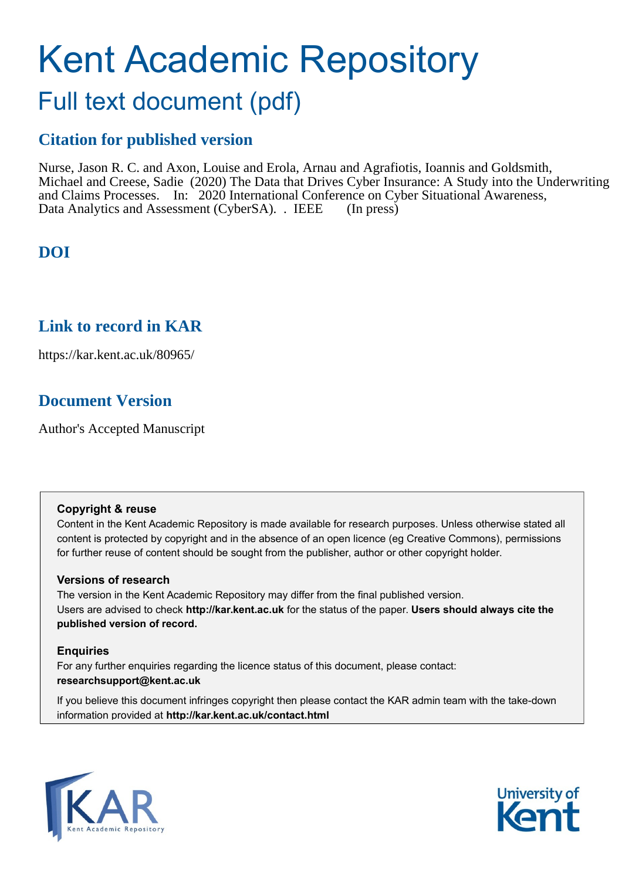# Kent Academic Repository

## Full text document (pdf)

### Citation for published version

Nurse, Jason R. C. and Axon, Louise and Erola, Arnau and Agrafiotis, Ioannis and Goldsmith, Michael and Creese, Sadie (2020) The Data that Drives Cyber Insurance: A Study into the Underwriting and Claims Processes. In: 2020 International Conference on Cyber Situational Awareness, Data Analytics and Assessment (CyberSA). . IEEE (In press)

### DOI

### Link to record in KAR

https://kar.kent.ac.uk/80965/

### Document Version

Author's Accepted Manuscript

**Copyright & reuse**

Content in the Kent Academic Repository is made available for research purposes. Unless otherwise stated all content is protected by copyright and in the absence of an open licence (eg Creative Commons), permissions for further reuse of content should be sought from the publisher, author or other copyright holder.

**Versions of research**

The version in the Kent Academic Repository may differ from the final published version. Users are advised to check **http://kar.kent.ac.uk** for the status of the paper. **Users should always cite the published version of record.**

**Enquiries**

For any further enquiries regarding the licence status of this document, please contact: **researchsupport@kent.ac.uk**

If you believe this document infringes copyright then please contact the KAR admin team with the take-down information provided at **http://kar.kent.ac.uk/contact.html**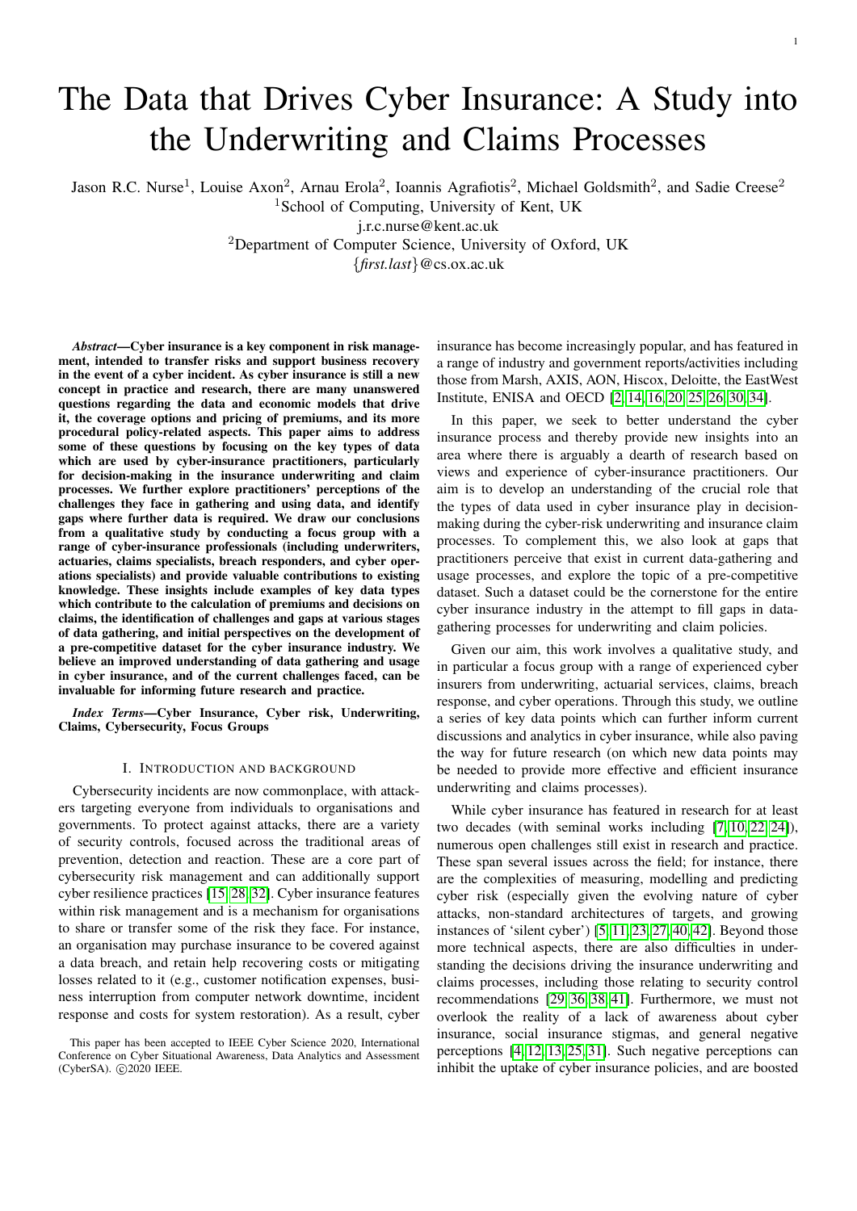# The Data that Drives Cyber Insurance: A Study into the Underwriting and Claims Processes

Jason R.C. Nurse[1], Louise Axon[2], Arnau Erola[2], Ioannis Agrafiotis[2], Michael Goldsmith[2], and Sadie Creese[2]

[1]School of Computing, University of Kent, UK

j.r.c.nurse@kent.ac.uk

[2]Department of Computer Science, University of Oxford, UK

{*first.last*}@cs.ox.ac.uk

***Abstract*—Cyber insurance is a key component in risk management, intended to transfer risks and support business recovery in the event of a cyber incident. As cyber insurance is still a new concept in practice and research, there are many unanswered questions regarding the data and economic models that drive it, the coverage options and pricing of premiums, and its more procedural policy-related aspects. This paper aims to address some of these questions by focusing on the key types of data which are used by cyber-insurance practitioners, particularly for decision-making in the insurance underwriting and claim processes. We further explore practitioners' perceptions of the challenges they face in gathering and using data, and identify gaps where further data is required. We draw our conclusions from a qualitative study by conducting a focus group with a range of cyber-insurance professionals (including underwriters, actuaries, claims specialists, breach responders, and cyber operations specialists) and provide valuable contributions to existing knowledge. These insights include examples of key data types which contribute to the calculation of premiums and decisions on claims, the identification of challenges and gaps at various stages of data gathering, and initial perspectives on the development of a pre-competitive dataset for the cyber insurance industry. We believe an improved understanding of data gathering and usage in cyber insurance, and of the current challenges faced, can be invaluable for informing future research and practice.**

***Index Terms*—Cyber Insurance, Cyber risk, Underwriting, Claims, Cybersecurity, Focus Groups**

## I. Introduction and background

Cybersecurity incidents are now commonplace, with attackers targeting everyone from individuals to organisations and governments. To protect against attacks, there are a variety of security controls, focused across the traditional areas of prevention, detection and reaction. These are a core part of cybersecurity risk management and can additionally support cyber resilience practices [15, 28, 32]. Cyber insurance features within risk management and is a mechanism for organisations to share or transfer some of the risk they face. For instance, an organisation may purchase insurance to be covered against a data breach, and retain help recovering costs or mitigating losses related to it (e.g., customer notification expenses, business interruption from computer network downtime, incident response and costs for system restoration). As a result, cyber insurance has become increasingly popular, and has featured in a range of industry and government reports/activities including those from Marsh, AXIS, AON, Hiscox, Deloitte, the EastWest Institute, ENISA and OECD [2, 14, 16, 20, 25, 26, 30, 34].

In this paper, we seek to better understand the cyber insurance process and thereby provide new insights into an area where there is arguably a dearth of research based on views and experience of cyber-insurance practitioners. Our aim is to develop an understanding of the crucial role that the types of data used in cyber insurance play in decision-making during the cyber-risk underwriting and insurance claim processes. To complement this, we also look at gaps that practitioners perceive that exist in current data-gathering and usage processes, and explore the topic of a pre-competitive dataset. Such a dataset could be the cornerstone for the entire cyber insurance industry in the attempt to fill gaps in data-gathering processes for underwriting and claim policies.

Given our aim, this work involves a qualitative study, and in particular a focus group with a range of experienced cyber insurers from underwriting, actuarial services, claims, breach response, and cyber operations. Through this study, we outline a series of key data points which can further inform current discussions and analytics in cyber insurance, while also paving the way for future research (on which new data points may be needed to provide more effective and efficient insurance underwriting and claims processes).

While cyber insurance has featured in research for at least two decades (with seminal works including [7, 10, 22, 24]), numerous open challenges still exist in research and practice. These span several issues across the field; for instance, there are the complexities of measuring, modelling and predicting cyber risk (especially given the evolving nature of cyber attacks, non-standard architectures of targets, and growing instances of 'silent cyber') [5, 11, 23, 27, 40, 42]. Beyond those more technical aspects, there are also difficulties in understanding the decisions driving the insurance underwriting and claims processes, including those relating to security control recommendations [29, 36, 38, 41]. Furthermore, we must not overlook the reality of a lack of awareness about cyber insurance, social insurance stigmas, and general negative perceptions [4, 12, 13, 25, 31]. Such negative perceptions can inhibit the uptake of cyber insurance policies, and are boosted

This paper has been accepted to IEEE Cyber Science 2020, International Conference on Cyber Situational Awareness, Data Analytics and Assessment (CyberSA). ©2020 IEEE.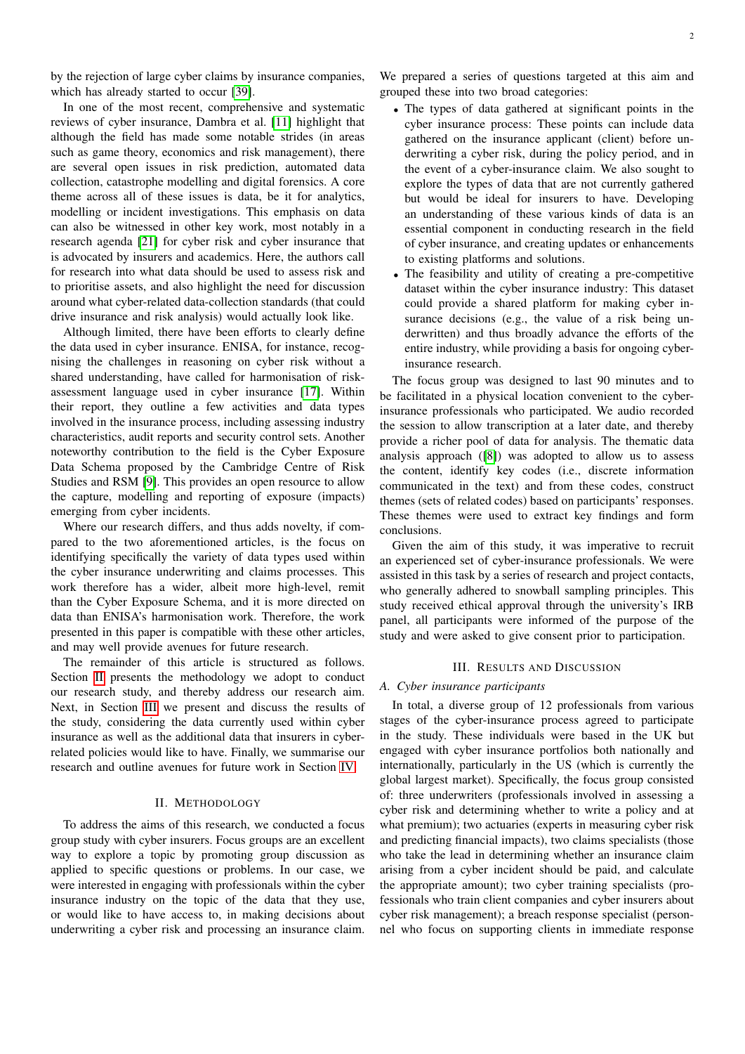by the rejection of large cyber claims by insurance companies, which has already started to occur [39].

In one of the most recent, comprehensive and systematic reviews of cyber insurance, Dambra et al. [11] highlight that although the field has made some notable strides (in areas such as game theory, economics and risk management), there are several open issues in risk prediction, automated data collection, catastrophe modelling and digital forensics. A core theme across all of these issues is data, be it for analytics, modelling or incident investigations. This emphasis on data can also be witnessed in other key work, most notably in a research agenda [21] for cyber risk and cyber insurance that is advocated by insurers and academics. Here, the authors call for research into what data should be used to assess risk and to prioritise assets, and also highlight the need for discussion around what cyber-related data-collection standards (that could drive insurance and risk analysis) would actually look like.

Although limited, there have been efforts to clearly define the data used in cyber insurance. ENISA, for instance, recognising the challenges in reasoning on cyber risk without a shared understanding, have called for harmonisation of risk-assessment language used in cyber insurance [17]. Within their report, they outline a few activities and data types involved in the insurance process, including assessing industry characteristics, audit reports and security control sets. Another noteworthy contribution to the field is the Cyber Exposure Data Schema proposed by the Cambridge Centre of Risk Studies and RSM [9]. This provides an open resource to allow the capture, modelling and reporting of exposure (impacts) emerging from cyber incidents.

Where our research differs, and thus adds novelty, if compared to the two aforementioned articles, is the focus on identifying specifically the variety of data types used within the cyber insurance underwriting and claims processes. This work therefore has a wider, albeit more high-level, remit than the Cyber Exposure Schema, and it is more directed on data than ENISA's harmonisation work. Therefore, the work presented in this paper is compatible with these other articles, and may well provide avenues for future research.

The remainder of this article is structured as follows. Section II presents the methodology we adopt to conduct our research study, and thereby address our research aim. Next, in Section III we present and discuss the results of the study, considering the data currently used within cyber insurance as well as the additional data that insurers in cyber-related policies would like to have. Finally, we summarise our research and outline avenues for future work in Section IV.

## II. Methodology

To address the aims of this research, we conducted a focus group study with cyber insurers. Focus groups are an excellent way to explore a topic by promoting group discussion as applied to specific questions or problems. In our case, we were interested in engaging with professionals within the cyber insurance industry on the topic of the data that they use, or would like to have access to, in making decisions about underwriting a cyber risk and processing an insurance claim. We prepared a series of questions targeted at this aim and grouped these into two broad categories:

- The types of data gathered at significant points in the cyber insurance process: These points can include data gathered on the insurance applicant (client) before underwriting a cyber risk, during the policy period, and in the event of a cyber-insurance claim. We also sought to explore the types of data that are not currently gathered but would be ideal for insurers to have. Developing an understanding of these various kinds of data is an essential component in conducting research in the field of cyber insurance, and creating updates or enhancements to existing platforms and solutions.
- The feasibility and utility of creating a pre-competitive dataset within the cyber insurance industry: This dataset could provide a shared platform for making cyber insurance decisions (e.g., the value of a risk being underwritten) and thus broadly advance the efforts of the entire industry, while providing a basis for ongoing cyber-insurance research.

The focus group was designed to last 90 minutes and to be facilitated in a physical location convenient to the cyber-insurance professionals who participated. We audio recorded the session to allow transcription at a later date, and thereby provide a richer pool of data for analysis. The thematic data analysis approach ([8]) was adopted to allow us to assess the content, identify key codes (i.e., discrete information communicated in the text) and from these codes, construct themes (sets of related codes) based on participants' responses. These themes were used to extract key findings and form conclusions.

Given the aim of this study, it was imperative to recruit an experienced set of cyber-insurance professionals. We were assisted in this task by a series of research and project contacts, who generally adhered to snowball sampling principles. This study received ethical approval through the university's IRB panel, all participants were informed of the purpose of the study and were asked to give consent prior to participation.

## III. Results and Discussion

### A. Cyber insurance participants

In total, a diverse group of 12 professionals from various stages of the cyber-insurance process agreed to participate in the study. These individuals were based in the UK but engaged with cyber insurance portfolios both nationally and internationally, particularly in the US (which is currently the global largest market). Specifically, the focus group consisted of: three underwriters (professionals involved in assessing a cyber risk and determining whether to write a policy and at what premium); two actuaries (experts in measuring cyber risk and predicting financial impacts), two claims specialists (those who take the lead in determining whether an insurance claim arising from a cyber incident should be paid, and calculate the appropriate amount); two cyber training specialists (professionals who train client companies and cyber insurers about cyber risk management); a breach response specialist (personnel who focus on supporting clients in immediate response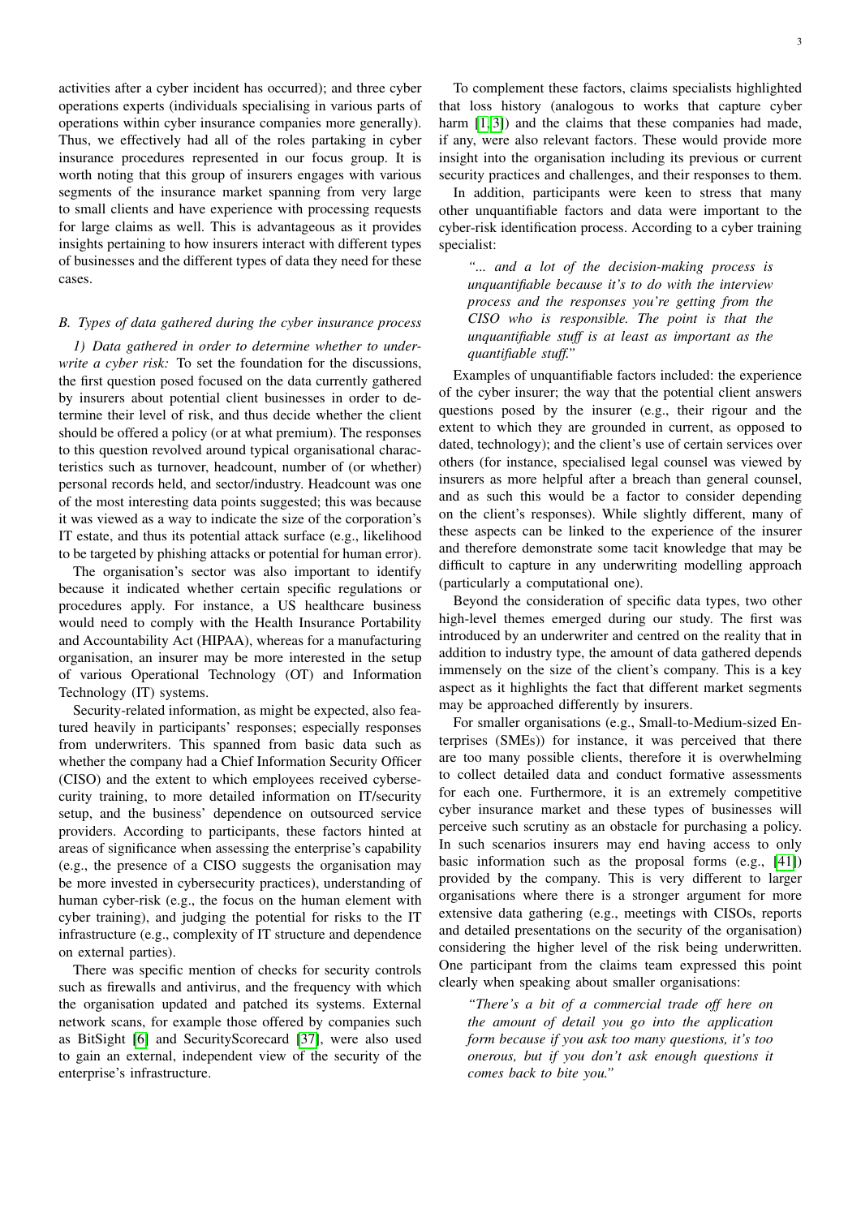activities after a cyber incident has occurred); and three cyber operations experts (individuals specialising in various parts of operations within cyber insurance companies more generally). Thus, we effectively had all of the roles partaking in cyber insurance procedures represented in our focus group. It is worth noting that this group of insurers engages with various segments of the insurance market spanning from very large to small clients and have experience with processing requests for large claims as well. This is advantageous as it provides insights pertaining to how insurers interact with different types of businesses and the different types of data they need for these cases.

### B. Types of data gathered during the cyber insurance process

*1) Data gathered in order to determine whether to underwrite a cyber risk:* To set the foundation for the discussions, the first question posed focused on the data currently gathered by insurers about potential client businesses in order to determine their level of risk, and thus decide whether the client should be offered a policy (or at what premium). The responses to this question revolved around typical organisational characteristics such as turnover, headcount, number of (or whether) personal records held, and sector/industry. Headcount was one of the most interesting data points suggested; this was because it was viewed as a way to indicate the size of the corporation's IT estate, and thus its potential attack surface (e.g., likelihood to be targeted by phishing attacks or potential for human error).

The organisation's sector was also important to identify because it indicated whether certain specific regulations or procedures apply. For instance, a US healthcare business would need to comply with the Health Insurance Portability and Accountability Act (HIPAA), whereas for a manufacturing organisation, an insurer may be more interested in the setup of various Operational Technology (OT) and Information Technology (IT) systems.

Security-related information, as might be expected, also featured heavily in participants' responses; especially responses from underwriters. This spanned from basic data such as whether the company had a Chief Information Security Officer (CISO) and the extent to which employees received cybersecurity training, to more detailed information on IT/security setup, and the business' dependence on outsourced service providers. According to participants, these factors hinted at areas of significance when assessing the enterprise's capability (e.g., the presence of a CISO suggests the organisation may be more invested in cybersecurity practices), understanding of human cyber-risk (e.g., the focus on the human element with cyber training), and judging the potential for risks to the IT infrastructure (e.g., complexity of IT structure and dependence on external parties).

There was specific mention of checks for security controls such as firewalls and antivirus, and the frequency with which the organisation updated and patched its systems. External network scans, for example those offered by companies such as BitSight [6] and SecurityScorecard [37], were also used to gain an external, independent view of the security of the enterprise's infrastructure.

To complement these factors, claims specialists highlighted that loss history (analogous to works that capture cyber harm [1, 3]) and the claims that these companies had made, if any, were also relevant factors. These would provide more insight into the organisation including its previous or current security practices and challenges, and their responses to them.

In addition, participants were keen to stress that many other unquantifiable factors and data were important to the cyber-risk identification process. According to a cyber training specialist:

> *"... and a lot of the decision-making process is unquantifiable because it's to do with the interview process and the responses you're getting from the CISO who is responsible. The point is that the unquantifiable stuff is at least as important as the quantifiable stuff."*

Examples of unquantifiable factors included: the experience of the cyber insurer; the way that the potential client answers questions posed by the insurer (e.g., their rigour and the extent to which they are grounded in current, as opposed to dated, technology); and the client's use of certain services over others (for instance, specialised legal counsel was viewed by insurers as more helpful after a breach than general counsel, and as such this would be a factor to consider depending on the client's responses). While slightly different, many of these aspects can be linked to the experience of the insurer and therefore demonstrate some tacit knowledge that may be difficult to capture in any underwriting modelling approach (particularly a computational one).

Beyond the consideration of specific data types, two other high-level themes emerged during our study. The first was introduced by an underwriter and centred on the reality that in addition to industry type, the amount of data gathered depends immensely on the size of the client's company. This is a key aspect as it highlights the fact that different market segments may be approached differently by insurers.

For smaller organisations (e.g., Small-to-Medium-sized Enterprises (SMEs)) for instance, it was perceived that there are too many possible clients, therefore it is overwhelming to collect detailed data and conduct formative assessments for each one. Furthermore, it is an extremely competitive cyber insurance market and these types of businesses will perceive such scrutiny as an obstacle for purchasing a policy. In such scenarios insurers may end having access to only basic information such as the proposal forms (e.g., [41]) provided by the company. This is very different to larger organisations where there is a stronger argument for more extensive data gathering (e.g., meetings with CISOs, reports and detailed presentations on the security of the organisation) considering the higher level of the risk being underwritten. One participant from the claims team expressed this point clearly when speaking about smaller organisations:

> *"There's a bit of a commercial trade off here on the amount of detail you go into the application form because if you ask too many questions, it's too onerous, but if you don't ask enough questions it comes back to bite you."*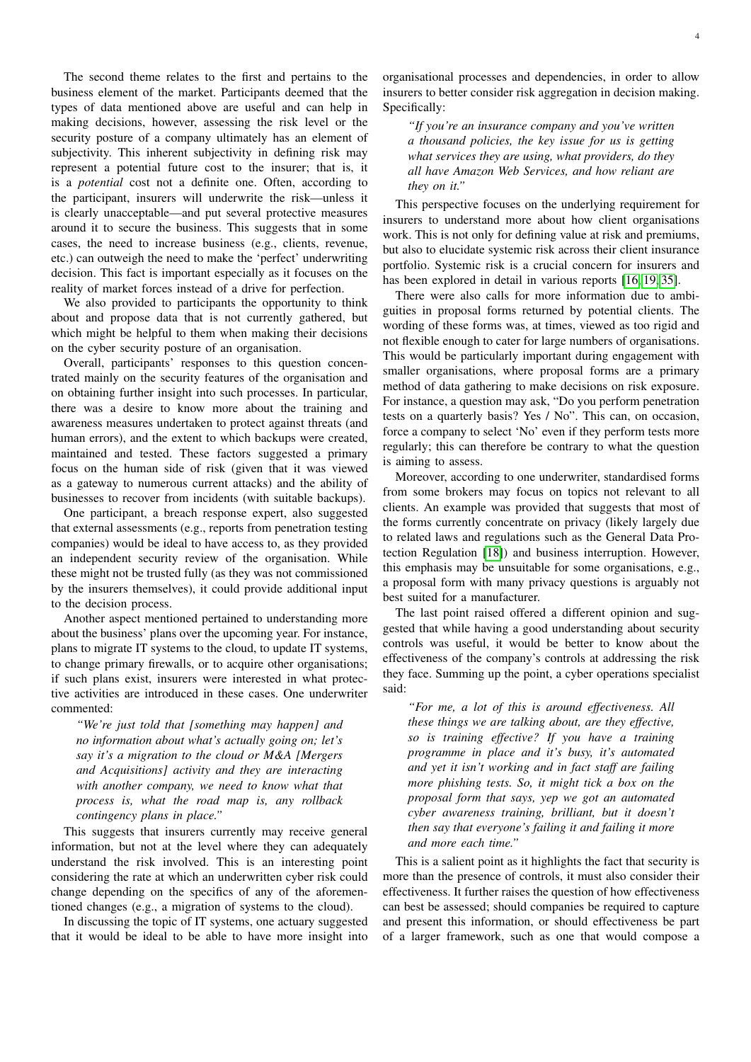The second theme relates to the first and pertains to the business element of the market. Participants deemed that the types of data mentioned above are useful and can help in making decisions, however, assessing the risk level or the security posture of a company ultimately has an element of subjectivity. This inherent subjectivity in defining risk may represent a potential future cost to the insurer; that is, it is a *potential* cost not a definite one. Often, according to the participant, insurers will underwrite the risk—unless it is clearly unacceptable—and put several protective measures around it to secure the business. This suggests that in some cases, the need to increase business (e.g., clients, revenue, etc.) can outweigh the need to make the 'perfect' underwriting decision. This fact is important especially as it focuses on the reality of market forces instead of a drive for perfection.

We also provided to participants the opportunity to think about and propose data that is not currently gathered, but which might be helpful to them when making their decisions on the cyber security posture of an organisation.

Overall, participants' responses to this question concentrated mainly on the security features of the organisation and on obtaining further insight into such processes. In particular, there was a desire to know more about the training and awareness measures undertaken to protect against threats (and human errors), and the extent to which backups were created, maintained and tested. These factors suggested a primary focus on the human side of risk (given that it was viewed as a gateway to numerous current attacks) and the ability of businesses to recover from incidents (with suitable backups).

One participant, a breach response expert, also suggested that external assessments (e.g., reports from penetration testing companies) would be ideal to have access to, as they provided an independent security review of the organisation. While these might not be trusted fully (as they was not commissioned by the insurers themselves), it could provide additional input to the decision process.

Another aspect mentioned pertained to understanding more about the business' plans over the upcoming year. For instance, plans to migrate IT systems to the cloud, to update IT systems, to change primary firewalls, or to acquire other organisations; if such plans exist, insurers were interested in what protective activities are introduced in these cases. One underwriter commented:

> *"We're just told that [something may happen] and no information about what's actually going on; let's say it's a migration to the cloud or M&A [Mergers and Acquisitions] activity and they are interacting with another company, we need to know what that process is, what the road map is, any rollback contingency plans in place."*

This suggests that insurers currently may receive general information, but not at the level where they can adequately understand the risk involved. This is an interesting point considering the rate at which an underwritten cyber risk could change depending on the specifics of any of the aforementioned changes (e.g., a migration of systems to the cloud).

In discussing the topic of IT systems, one actuary suggested that it would be ideal to be able to have more insight into organisational processes and dependencies, in order to allow insurers to better consider risk aggregation in decision making. Specifically:

> *"If you're an insurance company and you've written a thousand policies, the key issue for us is getting what services they are using, what providers, do they all have Amazon Web Services, and how reliant are they on it."*

This perspective focuses on the underlying requirement for insurers to understand more about how client organisations work. This is not only for defining value at risk and premiums, but also to elucidate systemic risk across their client insurance portfolio. Systemic risk is a crucial concern for insurers and has been explored in detail in various reports [16, 19, 35].

There were also calls for more information due to ambiguities in proposal forms returned by potential clients. The wording of these forms was, at times, viewed as too rigid and not flexible enough to cater for large numbers of organisations. This would be particularly important during engagement with smaller organisations, where proposal forms are a primary method of data gathering to make decisions on risk exposure. For instance, a question may ask, "Do you perform penetration tests on a quarterly basis? Yes / No". This can, on occasion, force a company to select 'No' even if they perform tests more regularly; this can therefore be contrary to what the question is aiming to assess.

Moreover, according to one underwriter, standardised forms from some brokers may focus on topics not relevant to all clients. An example was provided that suggests that most of the forms currently concentrate on privacy (likely largely due to related laws and regulations such as the General Data Protection Regulation [18]) and business interruption. However, this emphasis may be unsuitable for some organisations, e.g., a proposal form with many privacy questions is arguably not best suited for a manufacturer.

The last point raised offered a different opinion and suggested that while having a good understanding about security controls was useful, it would be better to know about the effectiveness of the company's controls at addressing the risk they face. Summing up the point, a cyber operations specialist said:

> *"For me, a lot of this is around effectiveness. All these things we are talking about, are they effective, so is training effective? If you have a training programme in place and it's busy, it's automated and yet it isn't working and in fact staff are failing more phishing tests. So, it might tick a box on the proposal form that says, yep we got an automated cyber awareness training, brilliant, but it doesn't then say that everyone's failing it and failing it more and more each time."*

This is a salient point as it highlights the fact that security is more than the presence of controls, it must also consider their effectiveness. It further raises the question of how effectiveness can best be assessed; should companies be required to capture and present this information, or should effectiveness be part of a larger framework, such as one that would compose a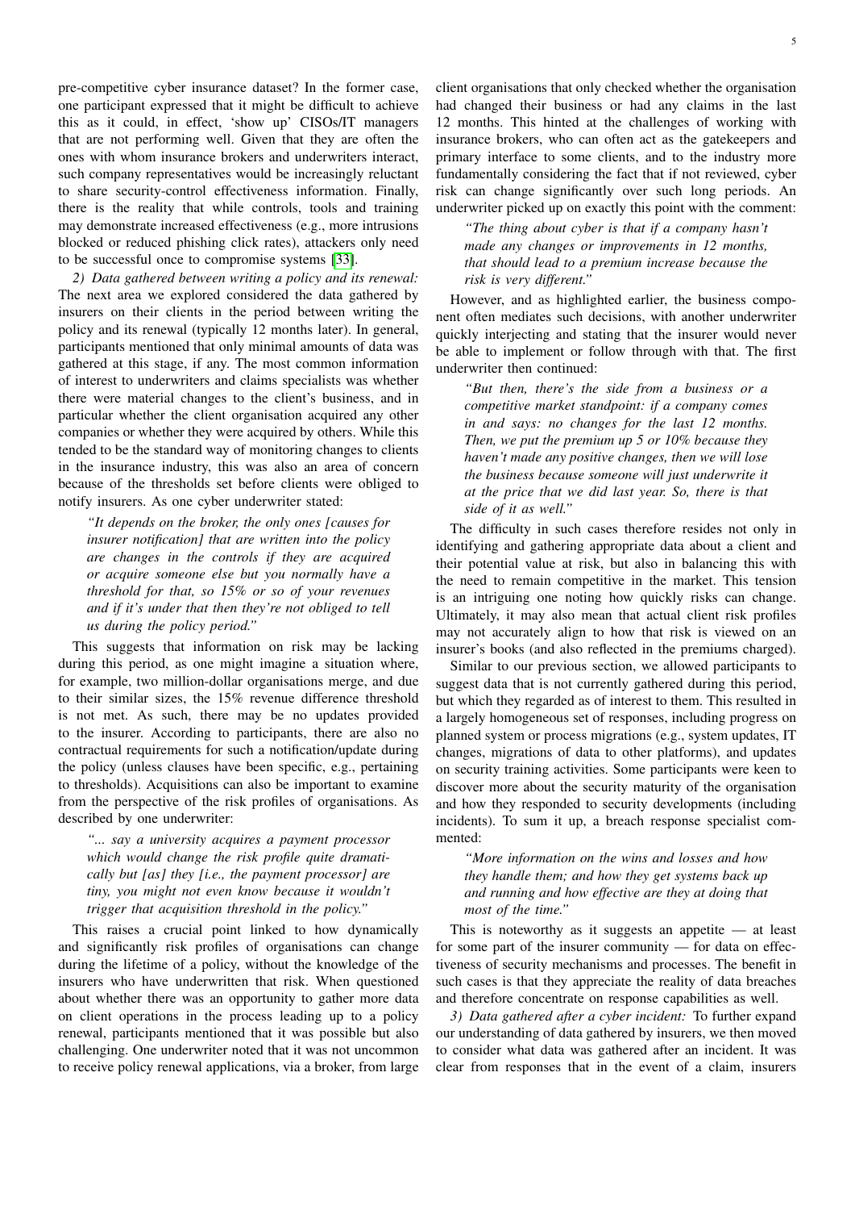pre-competitive cyber insurance dataset? In the former case, one participant expressed that it might be difficult to achieve this as it could, in effect, 'show up' CISOs/IT managers that are not performing well. Given that they are often the ones with whom insurance brokers and underwriters interact, such company representatives would be increasingly reluctant to share security-control effectiveness information. Finally, there is the reality that while controls, tools and training may demonstrate increased effectiveness (e.g., more intrusions blocked or reduced phishing click rates), attackers only need to be successful once to compromise systems [33].

*2) Data gathered between writing a policy and its renewal:* The next area we explored considered the data gathered by insurers on their clients in the period between writing the policy and its renewal (typically 12 months later). In general, participants mentioned that only minimal amounts of data was gathered at this stage, if any. The most common information of interest to underwriters and claims specialists was whether there were material changes to the client's business, and in particular whether the client organisation acquired any other companies or whether they were acquired by others. While this tended to be the standard way of monitoring changes to clients in the insurance industry, this was also an area of concern because of the thresholds set before clients were obliged to notify insurers. As one cyber underwriter stated:

> *"It depends on the broker, the only ones [causes for insurer notification] that are written into the policy are changes in the controls if they are acquired or acquire someone else but you normally have a threshold for that, so 15% or so of your revenues and if it's under that then they're not obliged to tell us during the policy period."*

This suggests that information on risk may be lacking during this period, as one might imagine a situation where, for example, two million-dollar organisations merge, and due to their similar sizes, the 15% revenue difference threshold is not met. As such, there may be no updates provided to the insurer. According to participants, there are also no contractual requirements for such a notification/update during the policy (unless clauses have been specific, e.g., pertaining to thresholds). Acquisitions can also be important to examine from the perspective of the risk profiles of organisations. As described by one underwriter:

> *"... say a university acquires a payment processor which would change the risk profile quite dramatically but [as] they [i.e., the payment processor] are tiny, you might not even know because it wouldn't trigger that acquisition threshold in the policy."*

This raises a crucial point linked to how dynamically and significantly risk profiles of organisations can change during the lifetime of a policy, without the knowledge of the insurers who have underwritten that risk. When questioned about whether there was an opportunity to gather more data on client operations in the process leading up to a policy renewal, participants mentioned that it was possible but also challenging. One underwriter noted that it was not uncommon to receive policy renewal applications, via a broker, from large client organisations that only checked whether the organisation had changed their business or had any claims in the last 12 months. This hinted at the challenges of working with insurance brokers, who can often act as the gatekeepers and primary interface to some clients, and to the industry more fundamentally considering the fact that if not reviewed, cyber risk can change significantly over such long periods. An underwriter picked up on exactly this point with the comment:

> *"The thing about cyber is that if a company hasn't made any changes or improvements in 12 months, that should lead to a premium increase because the risk is very different."*

However, and as highlighted earlier, the business component often mediates such decisions, with another underwriter quickly interjecting and stating that the insurer would never be able to implement or follow through with that. The first underwriter then continued:

> *"But then, there's the side from a business or a competitive market standpoint: if a company comes in and says: no changes for the last 12 months. Then, we put the premium up 5 or 10% because they haven't made any positive changes, then we will lose the business because someone will just underwrite it at the price that we did last year. So, there is that side of it as well."*

The difficulty in such cases therefore resides not only in identifying and gathering appropriate data about a client and their potential value at risk, but also in balancing this with the need to remain competitive in the market. This tension is an intriguing one noting how quickly risks can change. Ultimately, it may also mean that actual client risk profiles may not accurately align to how that risk is viewed on an insurer's books (and also reflected in the premiums charged).

Similar to our previous section, we allowed participants to suggest data that is not currently gathered during this period, but which they regarded as of interest to them. This resulted in a largely homogeneous set of responses, including progress on planned system or process migrations (e.g., system updates, IT changes, migrations of data to other platforms), and updates on security training activities. Some participants were keen to discover more about the security maturity of the organisation and how they responded to security developments (including incidents). To sum it up, a breach response specialist commented:

> *"More information on the wins and losses and how they handle them; and how they get systems back up and running and how effective are they at doing that most of the time."*

This is noteworthy as it suggests an appetite — at least for some part of the insurer community — for data on effectiveness of security mechanisms and processes. The benefit in such cases is that they appreciate the reality of data breaches and therefore concentrate on response capabilities as well.

*3) Data gathered after a cyber incident:* To further expand our understanding of data gathered by insurers, we then moved to consider what data was gathered after an incident. It was clear from responses that in the event of a claim, insurers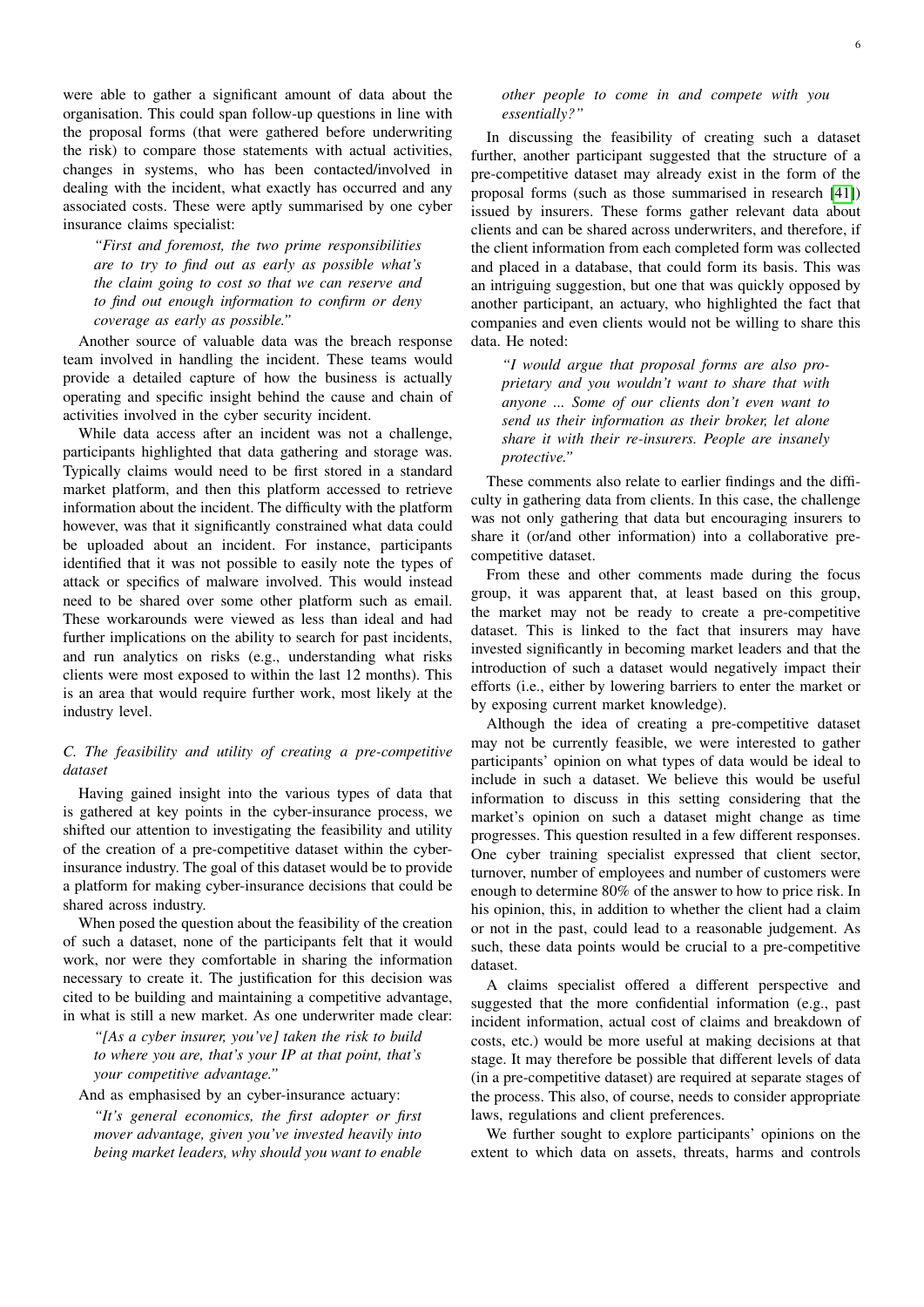were able to gather a significant amount of data about the organisation. This could span follow-up questions in line with the proposal forms (that were gathered before underwriting the risk) to compare those statements with actual activities, changes in systems, who has been contacted/involved in dealing with the incident, what exactly has occurred and any associated costs. These were aptly summarised by one cyber insurance claims specialist:

> *"First and foremost, the two prime responsibilities are to try to find out as early as possible what's the claim going to cost so that we can reserve and to find out enough information to confirm or deny coverage as early as possible."*

Another source of valuable data was the breach response team involved in handling the incident. These teams would provide a detailed capture of how the business is actually operating and specific insight behind the cause and chain of activities involved in the cyber security incident.

While data access after an incident was not a challenge, participants highlighted that data gathering and storage was. Typically claims would need to be first stored in a standard market platform, and then this platform accessed to retrieve information about the incident. The difficulty with the platform however, was that it significantly constrained what data could be uploaded about an incident. For instance, participants identified that it was not possible to easily note the types of attack or specifics of malware involved. This would instead need to be shared over some other platform such as email. These workarounds were viewed as less than ideal and had further implications on the ability to search for past incidents, and run analytics on risks (e.g., understanding what risks clients were most exposed to within the last 12 months). This is an area that would require further work, most likely at the industry level.

### C. The feasibility and utility of creating a pre-competitive dataset

Having gained insight into the various types of data that is gathered at key points in the cyber-insurance process, we shifted our attention to investigating the feasibility and utility of the creation of a pre-competitive dataset within the cyber-insurance industry. The goal of this dataset would be to provide a platform for making cyber-insurance decisions that could be shared across industry.

When posed the question about the feasibility of the creation of such a dataset, none of the participants felt that it would work, nor were they comfortable in sharing the information necessary to create it. The justification for this decision was cited to be building and maintaining a competitive advantage, in what is still a new market. As one underwriter made clear:

> *"[As a cyber insurer, you've] taken the risk to build to where you are, that's your IP at that point, that's your competitive advantage."*

And as emphasised by an cyber-insurance actuary:

> *"It's general economics, the first adopter or first mover advantage, given you've invested heavily into being market leaders, why should you want to enable other people to come in and compete with you essentially?"*

In discussing the feasibility of creating such a dataset further, another participant suggested that the structure of a pre-competitive dataset may already exist in the form of the proposal forms (such as those summarised in research [41]) issued by insurers. These forms gather relevant data about clients and can be shared across underwriters, and therefore, if the client information from each completed form was collected and placed in a database, that could form its basis. This was an intriguing suggestion, but one that was quickly opposed by another participant, an actuary, who highlighted the fact that companies and even clients would not be willing to share this data. He noted:

> *"I would argue that proposal forms are also proprietary and you wouldn't want to share that with anyone ... Some of our clients don't even want to send us their information as their broker, let alone share it with their re-insurers. People are insanely protective."*

These comments also relate to earlier findings and the difficulty in gathering data from clients. In this case, the challenge was not only gathering that data but encouraging insurers to share it (or/and other information) into a collaborative pre-competitive dataset.

From these and other comments made during the focus group, it was apparent that, at least based on this group, the market may not be ready to create a pre-competitive dataset. This is linked to the fact that insurers may have invested significantly in becoming market leaders and that the introduction of such a dataset would negatively impact their efforts (i.e., either by lowering barriers to enter the market or by exposing current market knowledge).

Although the idea of creating a pre-competitive dataset may not be currently feasible, we were interested to gather participants' opinion on what types of data would be ideal to include in such a dataset. We believe this would be useful information to discuss in this setting considering that the market's opinion on such a dataset might change as time progresses. This question resulted in a few different responses. One cyber training specialist expressed that client sector, turnover, number of employees and number of customers were enough to determine 80% of the answer to how to price risk. In his opinion, this, in addition to whether the client had a claim or not in the past, could lead to a reasonable judgement. As such, these data points would be crucial to a pre-competitive dataset.

A claims specialist offered a different perspective and suggested that the more confidential information (e.g., past incident information, actual cost of claims and breakdown of costs, etc.) would be more useful at making decisions at that stage. It may therefore be possible that different levels of data (in a pre-competitive dataset) are required at separate stages of the process. This also, of course, needs to consider appropriate laws, regulations and client preferences.

We further sought to explore participants' opinions on the extent to which data on assets, threats, harms and controls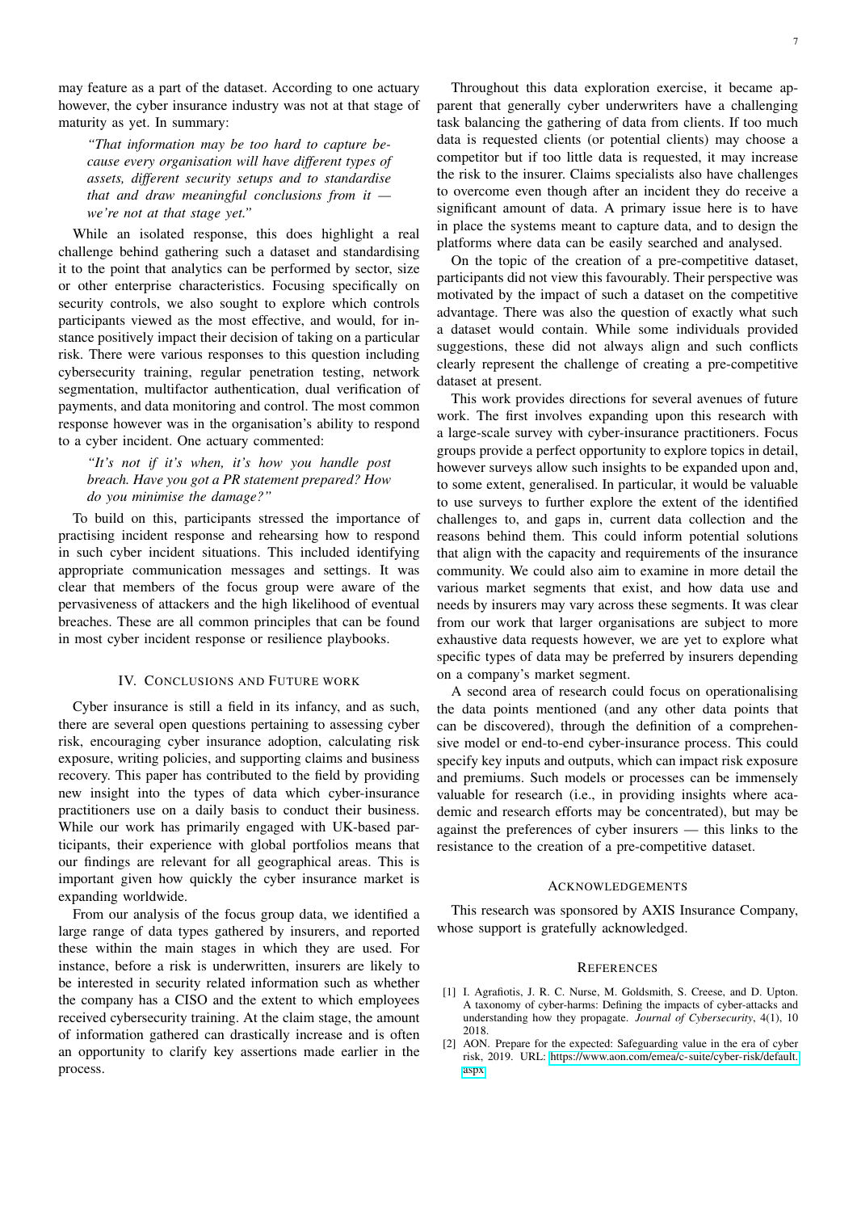may feature as a part of the dataset. According to one actuary however, the cyber insurance industry was not at that stage of maturity as yet. In summary:

> *"That information may be too hard to capture because every organisation will have different types of assets, different security setups and to standardise that and draw meaningful conclusions from it — we're not at that stage yet."*

While an isolated response, this does highlight a real challenge behind gathering such a dataset and standardising it to the point that analytics can be performed by sector, size or other enterprise characteristics. Focusing specifically on security controls, we also sought to explore which controls participants viewed as the most effective, and would, for instance positively impact their decision of taking on a particular risk. There were various responses to this question including cybersecurity training, regular penetration testing, network segmentation, multifactor authentication, dual verification of payments, and data monitoring and control. The most common response however was in the organisation's ability to respond to a cyber incident. One actuary commented:

> *"It's not if it's when, it's how you handle post breach. Have you got a PR statement prepared? How do you minimise the damage?"*

To build on this, participants stressed the importance of practising incident response and rehearsing how to respond in such cyber incident situations. This included identifying appropriate communication messages and settings. It was clear that members of the focus group were aware of the pervasiveness of attackers and the high likelihood of eventual breaches. These are all common principles that can be found in most cyber incident response or resilience playbooks.

## IV. Conclusions and Future Work

Cyber insurance is still a field in its infancy, and as such, there are several open questions pertaining to assessing cyber risk, encouraging cyber insurance adoption, calculating risk exposure, writing policies, and supporting claims and business recovery. This paper has contributed to the field by providing new insight into the types of data which cyber-insurance practitioners use on a daily basis to conduct their business. While our work has primarily engaged with UK-based participants, their experience with global portfolios means that our findings are relevant for all geographical areas. This is important given how quickly the cyber insurance market is expanding worldwide.

From our analysis of the focus group data, we identified a large range of data types gathered by insurers, and reported these within the main stages in which they are used. For instance, before a risk is underwritten, insurers are likely to be interested in security related information such as whether the company has a CISO and the extent to which employees received cybersecurity training. At the claim stage, the amount of information gathered can drastically increase and is often an opportunity to clarify key assertions made earlier in the process.

Throughout this data exploration exercise, it became apparent that generally cyber underwriters have a challenging task balancing the gathering of data from clients. If too much data is requested clients (or potential clients) may choose a competitor but if too little data is requested, it may increase the risk to the insurer. Claims specialists also have challenges to overcome even though after an incident they do receive a significant amount of data. A primary issue here is to have in place the systems meant to capture data, and to design the platforms where data can be easily searched and analysed.

On the topic of the creation of a pre-competitive dataset, participants did not view this favourably. Their perspective was motivated by the impact of such a dataset on the competitive advantage. There was also the question of exactly what such a dataset would contain. While some individuals provided suggestions, these did not always align and such conflicts clearly represent the challenge of creating a pre-competitive dataset at present.

This work provides directions for several avenues of future work. The first involves expanding upon this research with a large-scale survey with cyber-insurance practitioners. Focus groups provide a perfect opportunity to explore topics in detail, however surveys allow such insights to be expanded upon and, to some extent, generalised. In particular, it would be valuable to use surveys to further explore the extent of the identified challenges to, and gaps in, current data collection and the reasons behind them. This could inform potential solutions that align with the capacity and requirements of the insurance community. We could also aim to examine in more detail the various market segments that exist, and how data use and needs by insurers may vary across these segments. It was clear from our work that larger organisations are subject to more exhaustive data requests however, we are yet to explore what specific types of data may be preferred by insurers depending on a company's market segment.

A second area of research could focus on operationalising the data points mentioned (and any other data points that can be discovered), through the definition of a comprehensive model or end-to-end cyber-insurance process. This could specify key inputs and outputs, which can impact risk exposure and premiums. Such models or processes can be immensely valuable for research (i.e., in providing insights where academic and research efforts may be concentrated), but may be against the preferences of cyber insurers — this links to the resistance to the creation of a pre-competitive dataset.

## Acknowledgements

This research was sponsored by AXIS Insurance Company, whose support is gratefully acknowledged.

## References

[1] I. Agrafiotis, J. R. C. Nurse, M. Goldsmith, S. Creese, and D. Upton. A taxonomy of cyber-harms: Defining the impacts of cyber-attacks and understanding how they propagate. *Journal of Cybersecurity*, 4(1), 10 2018.

[2] AON. Prepare for the expected: Safeguarding value in the era of cyber risk, 2019. URL: https://www.aon.com/emea/c-suite/cyber-risk/default.aspx.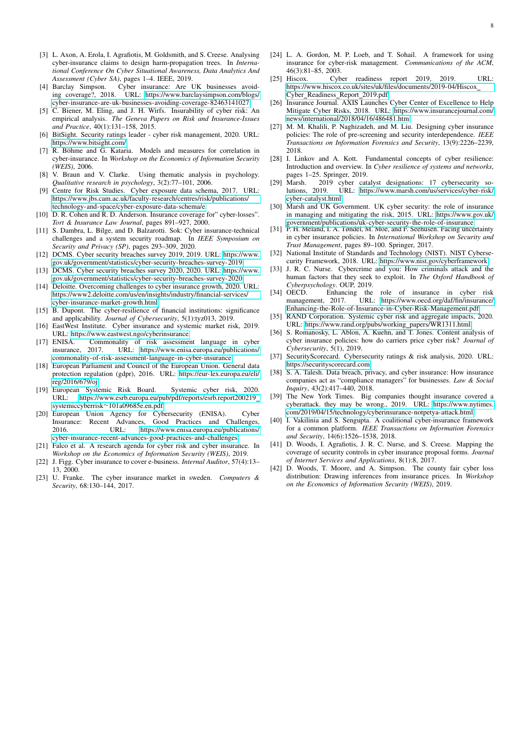[3] L. Axon, A. Erola, I. Agrafiotis, M. Goldsmith, and S. Creese. Analysing cyber-insurance claims to design harm-propagation trees. In *International Conference On Cyber Situational Awareness, Data Analytics And Assessment (Cyber SA)*, pages 1–4. IEEE, 2019.

[4] Barclay Simpson. Cyber insurance: Are UK businesses avoiding coverage?, 2018. URL: https://www.barclaysimpson.com/blogs/cyber-insurance-are-uk-businesses-avoiding-coverage-82463141027.

[5] C. Biener, M. Eling, and J. H. Wirfs. Insurability of cyber risk: An empirical analysis. *The Geneva Papers on Risk and Insurance-Issues and Practice*, 40(1):131–158, 2015.

[6] BitSight. Security ratings leader - cyber risk management, 2020. URL: https://www.bitsight.com/.

[7] R. Böhme and G. Kataria. Models and measures for correlation in cyber-insurance. In *Workshop on the Economics of Information Security (WEIS)*, 2006.

[8] V. Braun and V. Clarke. Using thematic analysis in psychology. *Qualitative research in psychology*, 3(2):77–101, 2006.

[9] Centre for Risk Studies. Cyber exposure data schema, 2017. URL: https://www.jbs.cam.ac.uk/faculty-research/centres/risk/publications/technology-and-space/cyber-exposure-data-schema/e.

[10] D. R. Cohen and R. D. Anderson. Insurance coverage for" cyber-losses". *Tort & Insurance Law Journal*, pages 891–927, 2000.

[11] S. Dambra, L. Bilge, and D. Balzarotti. Sok: Cyber insurance-technical challenges and a system security roadmap. In *IEEE Symposium on Security and Privacy (SP)*, pages 293–309, 2020.

[12] DCMS. Cyber security breaches survey 2019, 2019. URL: https://www.gov.uk/government/statistics/cyber-security-breaches-survey-2019.

[13] DCMS. Cyber security breaches survey 2020, 2020. URL: https://www.gov.uk/government/statistics/cyber-security-breaches-survey-2020.

[14] Deloitte. Overcoming challenges to cyber insurance growth, 2020. URL: https://www2.deloitte.com/us/en/insights/industry/financial-services/cyber-insurance-market-growth.html.

[15] B. Dupont. The cyber-resilience of financial institutions: significance and applicability. *Journal of Cybersecurity*, 5(1):tyz013, 2019.

[16] EastWest Institute. Cyber insurance and systemic market risk, 2019. URL: https://www.eastwest.ngo/cyberinsurance.

[17] ENISA. Commonality of risk assessment language in cyber insurance, 2017. URL: https://www.enisa.europa.eu/publications/commonality-of-risk-assessment-language-in-cyber-insurance.

[18] European Parliament and Council of the European Union. General data protection regulation (gdpr), 2016. URL: https://eur-lex.europa.eu/eli/reg/2016/679/oj.

[19] European Systemic Risk Board. Systemic cyber risk, 2020. URL: https://www.esrb.europa.eu/pub/pdf/reports/esrb.report200219_systemiccyberrisk~101a09685e.en.pdf.

[20] European Union Agency for Cybersecurity (ENISA). Cyber Insurance: Recent Advances, Good Practices and Challenges, 2016. URL: https://www.enisa.europa.eu/publications/cyber-insurance-recent-advances-good-practices-and-challenges.

[21] Falco et al. A research agenda for cyber risk and cyber insurance. In *Workshop on the Economics of Information Security (WEIS)*, 2019.

[22] J. Figg. Cyber insurance to cover e-business. *Internal Auditor*, 57(4):13–13, 2000.

[23] U. Franke. The cyber insurance market in sweden. *Computers & Security*, 68:130–144, 2017.

[24] L. A. Gordon, M. P. Loeb, and T. Sohail. A framework for using insurance for cyber-risk management. *Communications of the ACM*, 46(3):81–85, 2003.

[25] Hiscox. Cyber readiness report 2019, 2019. URL: https://www.hiscox.co.uk/sites/uk/files/documents/2019-04/Hiscox_Cyber_Readiness_Report_2019.pdf.

[26] Insurance Journal. AXIS Launches Cyber Center of Excellence to Help Mitigate Cyber Risks, 2018. URL: https://www.insurancejournal.com/news/international/2018/04/16/486481.htm.

[27] M. M. Khalili, P. Naghizadeh, and M. Liu. Designing cyber insurance policies: The role of pre-screening and security interdependence. *IEEE Transactions on Information Forensics and Security*, 13(9):2226–2239, 2018.

[28] I. Linkov and A. Kott. Fundamental concepts of cyber resilience: Introduction and overview. In *Cyber resilience of systems and networks*, pages 1–25. Springer, 2019.

[29] Marsh. 2019 cyber catalyst designations: 17 cybersecurity solutions, 2019. URL: https://www.marsh.com/us/services/cyber-risk/cyber-catalyst.html.

[30] Marsh and UK Government. UK cyber security: the role of insurance in managing and mitigating the risk, 2015. URL: https://www.gov.uk/government/publications/uk-cyber-security-the-role-of-insurance.

[31] P. H. Meland, I. A. Tøndel, M. Moe, and F. Seehusen. Facing uncertainty in cyber insurance policies. In *International Workshop on Security and Trust Management*, pages 89–100. Springer, 2017.

[32] National Institute of Standards and Technology (NIST). NIST Cybersecurity Framework, 2018. URL: https://www.nist.gov/cyberframework.

[33] J. R. C. Nurse. Cybercrime and you: How criminals attack and the human factors that they seek to exploit. In *The Oxford Handbook of Cyberpsychology*. OUP, 2019.

[34] OECD. Enhancing the role of insurance in cyber risk management, 2017. URL: https://www.oecd.org/daf/fin/insurance/Enhancing-the-Role-of-Insurance-in-Cyber-Risk-Management.pdf.

[35] RAND Corporation. Systemic cyber risk and aggregate impacts, 2020. URL: https://www.rand.org/pubs/working_papers/WR1311.html.

[36] S. Romanosky, L. Ablon, A. Kuehn, and T. Jones. Content analysis of cyber insurance policies: how do carriers price cyber risk? *Journal of Cybersecurity*, 5(1), 2019.

[37] SecurityScorecard. Cybersecurity ratings & risk analysis, 2020. URL: https://securityscorecard.com.

[38] S. A. Talesh. Data breach, privacy, and cyber insurance: How insurance companies act as "compliance managers" for businesses. *Law & Social Inquiry*, 43(2):417–440, 2018.

[39] The New York Times. Big companies thought insurance covered a cyberattack. they may be wrong., 2019. URL: https://www.nytimes.com/2019/04/15/technology/cyberinsurance-notpetya-attack.html.

[40] I. Vakilinia and S. Sengupta. A coalitional cyber-insurance framework for a common platform. *IEEE Transactions on Information Forensics and Security*, 14(6):1526–1538, 2018.

[41] D. Woods, I. Agrafiotis, J. R. C. Nurse, and S. Creese. Mapping the coverage of security controls in cyber insurance proposal forms. *Journal of Internet Services and Applications*, 8(1):8, 2017.

[42] D. Woods, T. Moore, and A. Simpson. The county fair cyber loss distribution: Drawing inferences from insurance prices. In *Workshop on the Economics of Information Security (WEIS)*, 2019.